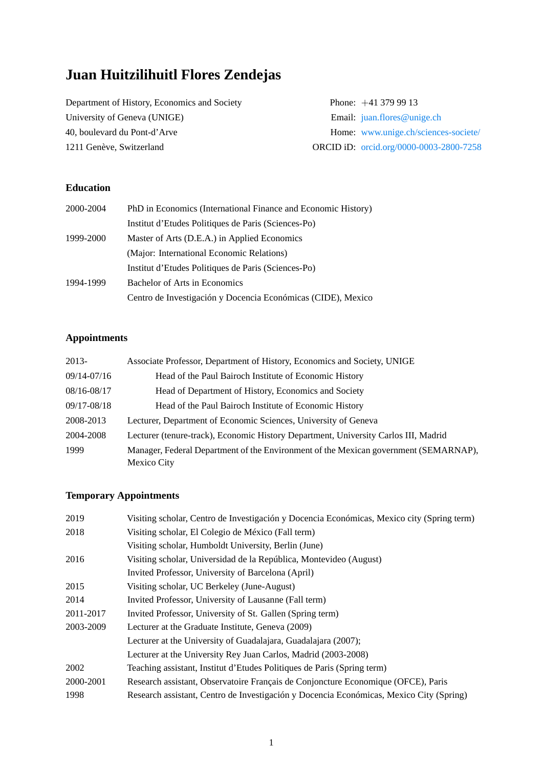# Juan Huitzilihuitl Flores Zendejas

Department of History, Economics and Society
University of Geneva (UNIGE)
40, boulevard du Pont-d'Arve
1211 Genève, Switzerland

Phone: +41 379 99 13
Email: juan.flores@unige.ch
Home: www.unige.ch/sciences-societe/
ORCID iD: orcid.org/0000-0003-2800-7258

## Education

| | |
|---|---|
| 2000-2004 | PhD in Economics (International Finance and Economic History) |
| | Institut d'Etudes Politiques de Paris (Sciences-Po) |
| 1999-2000 | Master of Arts (D.E.A.) in Applied Economics |
| | (Major: International Economic Relations) |
| | Institut d'Etudes Politiques de Paris (Sciences-Po) |
| 1994-1999 | Bachelor of Arts in Economics |
| | Centro de Investigación y Docencia Económicas (CIDE), Mexico |

## Appointments

| | |
|---|---|
| 2013- | Associate Professor, Department of History, Economics and Society, UNIGE |
| 09/14-07/16 | Head of the Paul Bairoch Institute of Economic History |
| 08/16-08/17 | Head of Department of History, Economics and Society |
| 09/17-08/18 | Head of the Paul Bairoch Institute of Economic History |
| 2008-2013 | Lecturer, Department of Economic Sciences, University of Geneva |
| 2004-2008 | Lecturer (tenure-track), Economic History Department, University Carlos III, Madrid |
| 1999 | Manager, Federal Department of the Environment of the Mexican government (SEMARNAP), Mexico City |

## Temporary Appointments

| | |
|---|---|
| 2019 | Visiting scholar, Centro de Investigación y Docencia Económicas, Mexico city (Spring term) |
| 2018 | Visiting scholar, El Colegio de México (Fall term) |
| | Visiting scholar, Humboldt University, Berlin (June) |
| 2016 | Visiting scholar, Universidad de la República, Montevideo (August) |
| | Invited Professor, University of Barcelona (April) |
| 2015 | Visiting scholar, UC Berkeley (June-August) |
| 2014 | Invited Professor, University of Lausanne (Fall term) |
| 2011-2017 | Invited Professor, University of St. Gallen (Spring term) |
| 2003-2009 | Lecturer at the Graduate Institute, Geneva (2009) |
| | Lecturer at the University of Guadalajara, Guadalajara (2007); |
| | Lecturer at the University Rey Juan Carlos, Madrid (2003-2008) |
| 2002 | Teaching assistant, Institut d'Etudes Politiques de Paris (Spring term) |
| 2000-2001 | Research assistant, Observatoire Français de Conjoncture Economique (OFCE), Paris |
| 1998 | Research assistant, Centro de Investigación y Docencia Económicas, Mexico City (Spring) |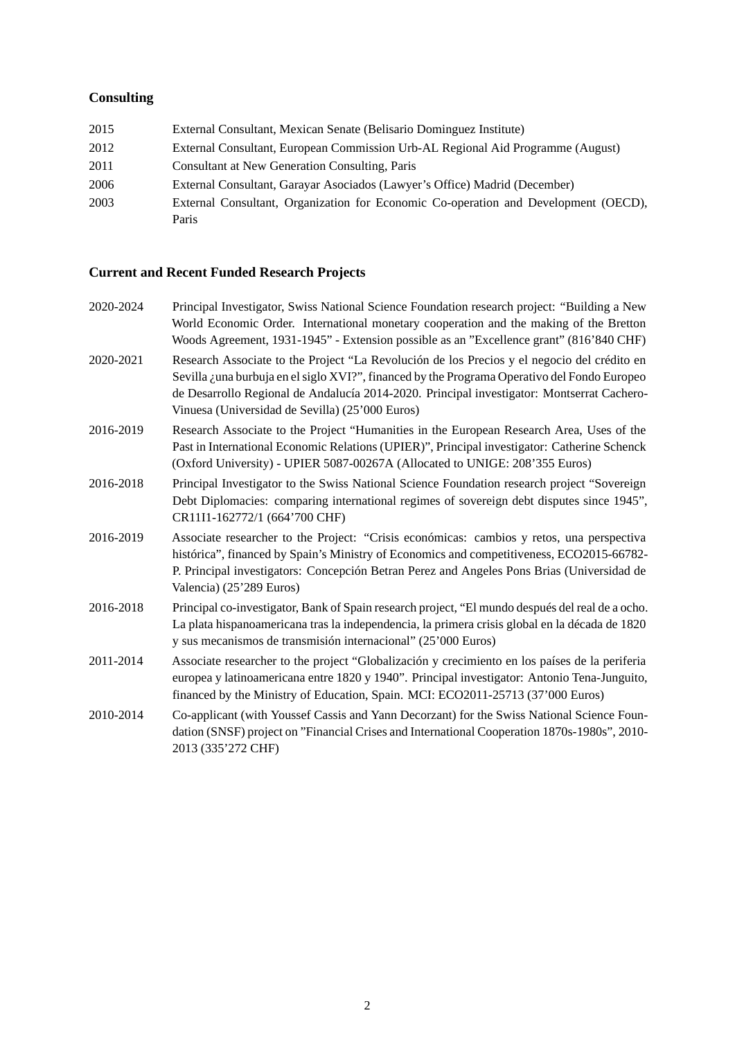## Consulting

2015 External Consultant, Mexican Senate (Belisario Dominguez Institute)

2012 External Consultant, European Commission Urb-AL Regional Aid Programme (August)

2011 Consultant at New Generation Consulting, Paris

2006 External Consultant, Garayar Asociados (Lawyer's Office) Madrid (December)

2003 External Consultant, Organization for Economic Co-operation and Development (OECD), Paris

## Current and Recent Funded Research Projects

2020-2024 Principal Investigator, Swiss National Science Foundation research project: "Building a New World Economic Order. International monetary cooperation and the making of the Bretton Woods Agreement, 1931-1945" - Extension possible as an "Excellence grant" (816'840 CHF)

2020-2021 Research Associate to the Project "La Revolución de los Precios y el negocio del crédito en Sevilla ¿una burbuja en el siglo XVI?", financed by the Programa Operativo del Fondo Europeo de Desarrollo Regional de Andalucía 2014-2020. Principal investigator: Montserrat Cachero-Vinuesa (Universidad de Sevilla) (25'000 Euros)

2016-2019 Research Associate to the Project "Humanities in the European Research Area, Uses of the Past in International Economic Relations (UPIER)", Principal investigator: Catherine Schenck (Oxford University) - UPIER 5087-00267A (Allocated to UNIGE: 208'355 Euros)

2016-2018 Principal Investigator to the Swiss National Science Foundation research project "Sovereign Debt Diplomacies: comparing international regimes of sovereign debt disputes since 1945", CR11I1-162772/1 (664'700 CHF)

2016-2019 Associate researcher to the Project: "Crisis económicas: cambios y retos, una perspectiva histórica", financed by Spain's Ministry of Economics and competitiveness, ECO2015-66782-P. Principal investigators: Concepción Betran Perez and Angeles Pons Brias (Universidad de Valencia) (25'289 Euros)

2016-2018 Principal co-investigator, Bank of Spain research project, "El mundo después del real de a ocho. La plata hispanoamericana tras la independencia, la primera crisis global en la década de 1820 y sus mecanismos de transmisión internacional" (25'000 Euros)

2011-2014 Associate researcher to the project "Globalización y crecimiento en los países de la periferia europea y latinoamericana entre 1820 y 1940". Principal investigator: Antonio Tena-Junguito, financed by the Ministry of Education, Spain. MCI: ECO2011-25713 (37'000 Euros)

2010-2014 Co-applicant (with Youssef Cassis and Yann Decorzant) for the Swiss National Science Foundation (SNSF) project on "Financial Crises and International Cooperation 1870s-1980s", 2010-2013 (335'272 CHF)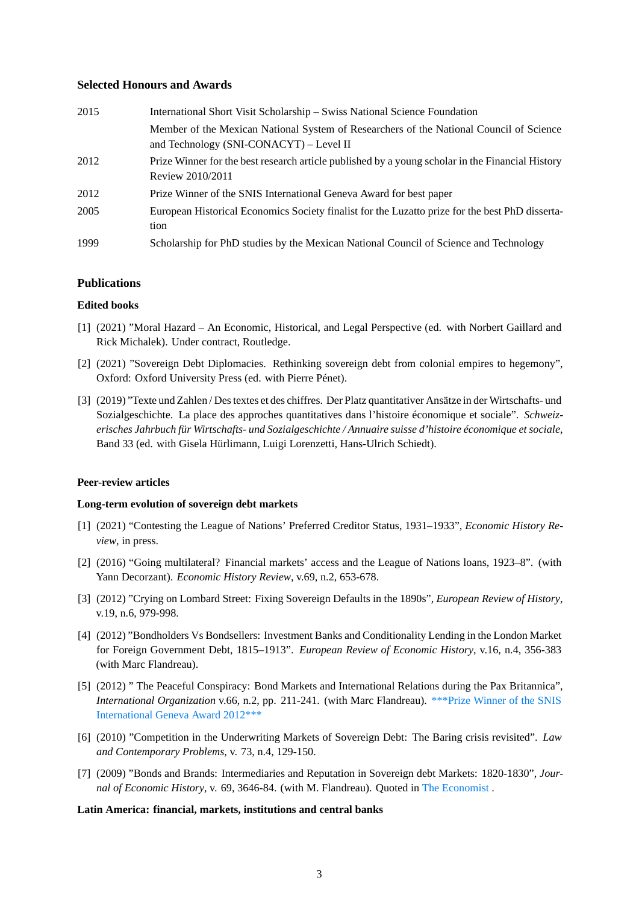### Selected Honours and Awards

| | |
|---|---|
| 2015 | International Short Visit Scholarship – Swiss National Science Foundation |
| | Member of the Mexican National System of Researchers of the National Council of Science and Technology (SNI-CONACYT) – Level II |
| 2012 | Prize Winner for the best research article published by a young scholar in the Financial History Review 2010/2011 |
| 2012 | Prize Winner of the SNIS International Geneva Award for best paper |
| 2005 | European Historical Economics Society finalist for the Luzatto prize for the best PhD dissertation |
| 1999 | Scholarship for PhD studies by the Mexican National Council of Science and Technology |

### Publications

#### Edited books

[1] (2021) ”Moral Hazard – An Economic, Historical, and Legal Perspective (ed. with Norbert Gaillard and Rick Michalek). Under contract, Routledge.

[2] (2021) ”Sovereign Debt Diplomacies. Rethinking sovereign debt from colonial empires to hegemony”, Oxford: Oxford University Press (ed. with Pierre Pénet).

[3] (2019) ”Texte und Zahlen / Des textes et des chiffres. Der Platz quantitativer Ansätze in der Wirtschafts- und Sozialgeschichte. La place des approches quantitatives dans l’histoire économique et sociale”. *Schweizerisches Jahrbuch für Wirtschafts- und Sozialgeschichte / Annuaire suisse d’histoire économique et sociale*, Band 33 (ed. with Gisela Hürlimann, Luigi Lorenzetti, Hans-Ulrich Schiedt).

#### Peer-review articles

#### Long-term evolution of sovereign debt markets

[1] (2021) “Contesting the League of Nations’ Preferred Creditor Status, 1931–1933”, *Economic History Review*, in press.

[2] (2016) “Going multilateral? Financial markets’ access and the League of Nations loans, 1923–8”. (with Yann Decorzant). *Economic History Review*, v.69, n.2, 653-678.

[3] (2012) ”Crying on Lombard Street: Fixing Sovereign Defaults in the 1890s”, *European Review of History*, v.19, n.6, 979-998.

[4] (2012) ”Bondholders Vs Bondsellers: Investment Banks and Conditionality Lending in the London Market for Foreign Government Debt, 1815–1913”. *European Review of Economic History*, v.16, n.4, 356-383 (with Marc Flandreau).

[5] (2012) ” The Peaceful Conspiracy: Bond Markets and International Relations during the Pax Britannica”, *International Organization* v.66, n.2, pp. 211-241. (with Marc Flandreau). ***Prize Winner of the SNIS International Geneva Award 2012***

[6] (2010) ”Competition in the Underwriting Markets of Sovereign Debt: The Baring crisis revisited”. *Law and Contemporary Problems*, v. 73, n.4, 129-150.

[7] (2009) ”Bonds and Brands: Intermediaries and Reputation in Sovereign debt Markets: 1820-1830”, *Journal of Economic History*, v. 69, 3646-84. (with M. Flandreau). Quoted in The Economist .

#### Latin America: financial, markets, institutions and central banks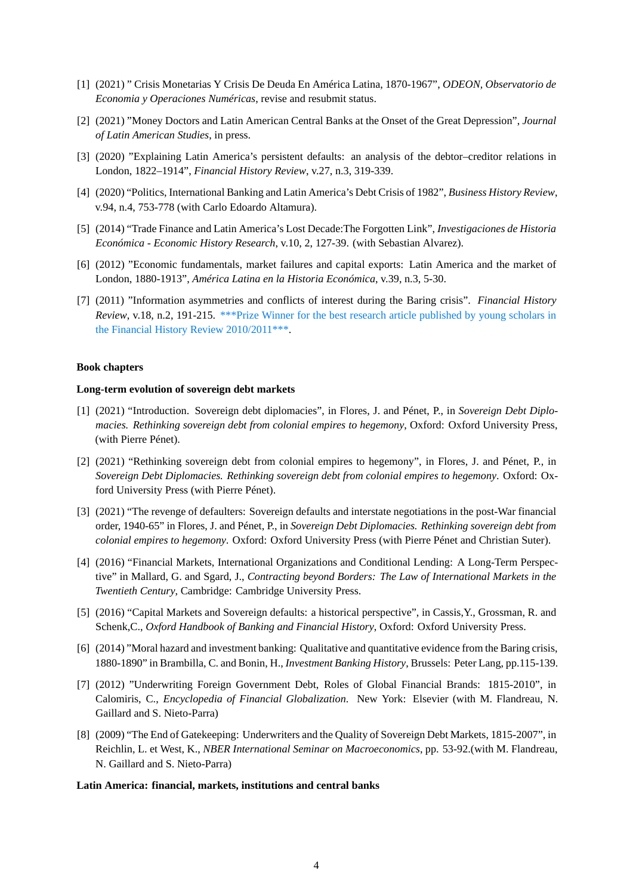[1] (2021) " Crisis Monetarias Y Crisis De Deuda En América Latina, 1870-1967", *ODEON, Observatorio de Economia y Operaciones Numéricas*, revise and resubmit status.

[2] (2021) "Money Doctors and Latin American Central Banks at the Onset of the Great Depression", *Journal of Latin American Studies*, in press.

[3] (2020) "Explaining Latin America's persistent defaults: an analysis of the debtor–creditor relations in London, 1822–1914", *Financial History Review*, v.27, n.3, 319-339.

[4] (2020) "Politics, International Banking and Latin America's Debt Crisis of 1982", *Business History Review*, v.94, n.4, 753-778 (with Carlo Edoardo Altamura).

[5] (2014) "Trade Finance and Latin America's Lost Decade:The Forgotten Link", *Investigaciones de Historia Económica - Economic History Research*, v.10, 2, 127-39. (with Sebastian Alvarez).

[6] (2012) "Economic fundamentals, market failures and capital exports: Latin America and the market of London, 1880-1913", *América Latina en la Historia Económica*, v.39, n.3, 5-30.

[7] (2011) "Information asymmetries and conflicts of interest during the Baring crisis". *Financial History Review*, v.18, n.2, 191-215. ***Prize Winner for the best research article published by young scholars in the Financial History Review 2010/2011***.

**Book chapters**

**Long-term evolution of sovereign debt markets**

[1] (2021) "Introduction. Sovereign debt diplomacies", in Flores, J. and Pénet, P., in *Sovereign Debt Diplomacies. Rethinking sovereign debt from colonial empires to hegemony*, Oxford: Oxford University Press, (with Pierre Pénet).

[2] (2021) "Rethinking sovereign debt from colonial empires to hegemony", in Flores, J. and Pénet, P., in *Sovereign Debt Diplomacies. Rethinking sovereign debt from colonial empires to hegemony*. Oxford: Oxford University Press (with Pierre Pénet).

[3] (2021) "The revenge of defaulters: Sovereign defaults and interstate negotiations in the post-War financial order, 1940-65" in Flores, J. and Pénet, P., in *Sovereign Debt Diplomacies. Rethinking sovereign debt from colonial empires to hegemony*. Oxford: Oxford University Press (with Pierre Pénet and Christian Suter).

[4] (2016) "Financial Markets, International Organizations and Conditional Lending: A Long-Term Perspective" in Mallard, G. and Sgard, J., *Contracting beyond Borders: The Law of International Markets in the Twentieth Century*, Cambridge: Cambridge University Press.

[5] (2016) "Capital Markets and Sovereign defaults: a historical perspective", in Cassis,Y., Grossman, R. and Schenk,C., *Oxford Handbook of Banking and Financial History*, Oxford: Oxford University Press.

[6] (2014) "Moral hazard and investment banking: Qualitative and quantitative evidence from the Baring crisis, 1880-1890" in Brambilla, C. and Bonin, H., *Investment Banking History*, Brussels: Peter Lang, pp.115-139.

[7] (2012) "Underwriting Foreign Government Debt, Roles of Global Financial Brands: 1815-2010", in Calomiris, C., *Encyclopedia of Financial Globalization*. New York: Elsevier (with M. Flandreau, N. Gaillard and S. Nieto-Parra)

[8] (2009) "The End of Gatekeeping: Underwriters and the Quality of Sovereign Debt Markets, 1815-2007", in Reichlin, L. et West, K., *NBER International Seminar on Macroeconomics*, pp. 53-92.(with M. Flandreau, N. Gaillard and S. Nieto-Parra)

**Latin America: financial, markets, institutions and central banks**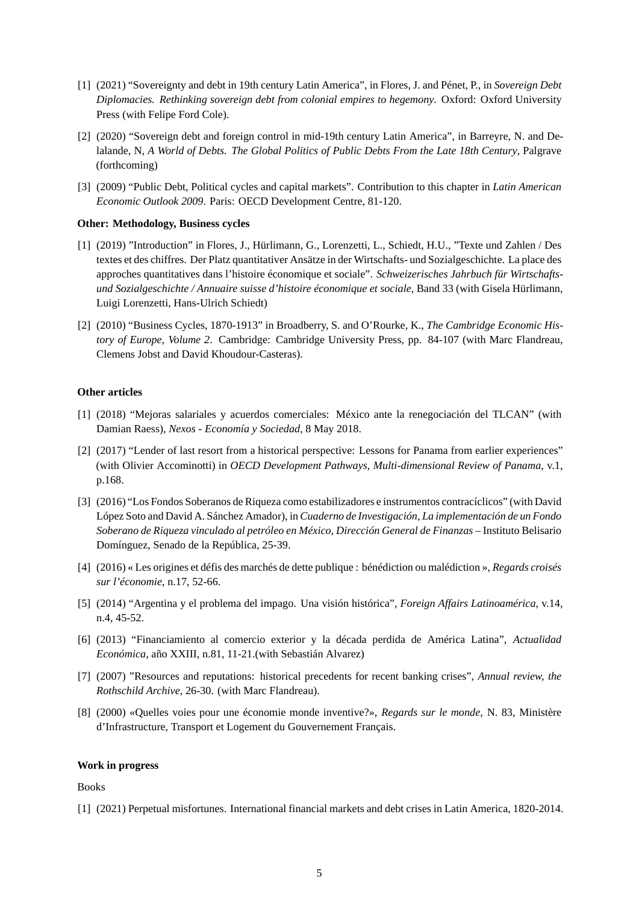[1] (2021) "Sovereignty and debt in 19th century Latin America", in Flores, J. and Pénet, P., in *Sovereign Debt Diplomacies. Rethinking sovereign debt from colonial empires to hegemony*. Oxford: Oxford University Press (with Felipe Ford Cole).

[2] (2020) "Sovereign debt and foreign control in mid-19th century Latin America", in Barreyre, N. and Delalande, N, *A World of Debts. The Global Politics of Public Debts From the Late 18th Century*, Palgrave (forthcoming)

[3] (2009) "Public Debt, Political cycles and capital markets". Contribution to this chapter in *Latin American Economic Outlook 2009*. Paris: OECD Development Centre, 81-120.

**Other: Methodology, Business cycles**

[1] (2019) "Introduction" in Flores, J., Hürlimann, G., Lorenzetti, L., Schiedt, H.U., "Texte und Zahlen / Des textes et des chiffres. Der Platz quantitativer Ansätze in der Wirtschafts- und Sozialgeschichte. La place des approches quantitatives dans l'histoire économique et sociale". *Schweizerisches Jahrbuch für Wirtschafts- und Sozialgeschichte / Annuaire suisse d'histoire économique et sociale*, Band 33 (with Gisela Hürlimann, Luigi Lorenzetti, Hans-Ulrich Schiedt)

[2] (2010) "Business Cycles, 1870-1913" in Broadberry, S. and O'Rourke, K., *The Cambridge Economic History of Europe, Volume 2*. Cambridge: Cambridge University Press, pp. 84-107 (with Marc Flandreau, Clemens Jobst and David Khoudour-Casteras).

**Other articles**

[1] (2018) "Mejoras salariales y acuerdos comerciales: México ante la renegociación del TLCAN" (with Damian Raess), *Nexos - Economía y Sociedad*, 8 May 2018.

[2] (2017) "Lender of last resort from a historical perspective: Lessons for Panama from earlier experiences" (with Olivier Accominotti) in *OECD Development Pathways, Multi-dimensional Review of Panama*, v.1, p.168.

[3] (2016) "Los Fondos Soberanos de Riqueza como estabilizadores e instrumentos contracíclicos" (with David López Soto and David A. Sánchez Amador), in *Cuaderno de Investigación, La implementación de un Fondo Soberano de Riqueza vinculado al petróleo en México, Dirección General de Finanzas* – Instituto Belisario Domínguez, Senado de la República, 25-39.

[4] (2016) « Les origines et défis des marchés de dette publique : bénédiction ou malédiction », *Regards croisés sur l'économie*, n.17, 52-66.

[5] (2014) "Argentina y el problema del impago. Una visión histórica", *Foreign Affairs Latinoamérica*, v.14, n.4, 45-52.

[6] (2013) "Financiamiento al comercio exterior y la década perdida de América Latina", *Actualidad Económica*, año XXIII, n.81, 11-21.(with Sebastián Alvarez)

[7] (2007) "Resources and reputations: historical precedents for recent banking crises", *Annual review, the Rothschild Archive*, 26-30. (with Marc Flandreau).

[8] (2000) «Quelles voies pour une économie monde inventive?», *Regards sur le monde*, N. 83, Ministère d'Infrastructure, Transport et Logement du Gouvernement Français.

**Work in progress**

Books

[1] (2021) Perpetual misfortunes. International financial markets and debt crises in Latin America, 1820-2014.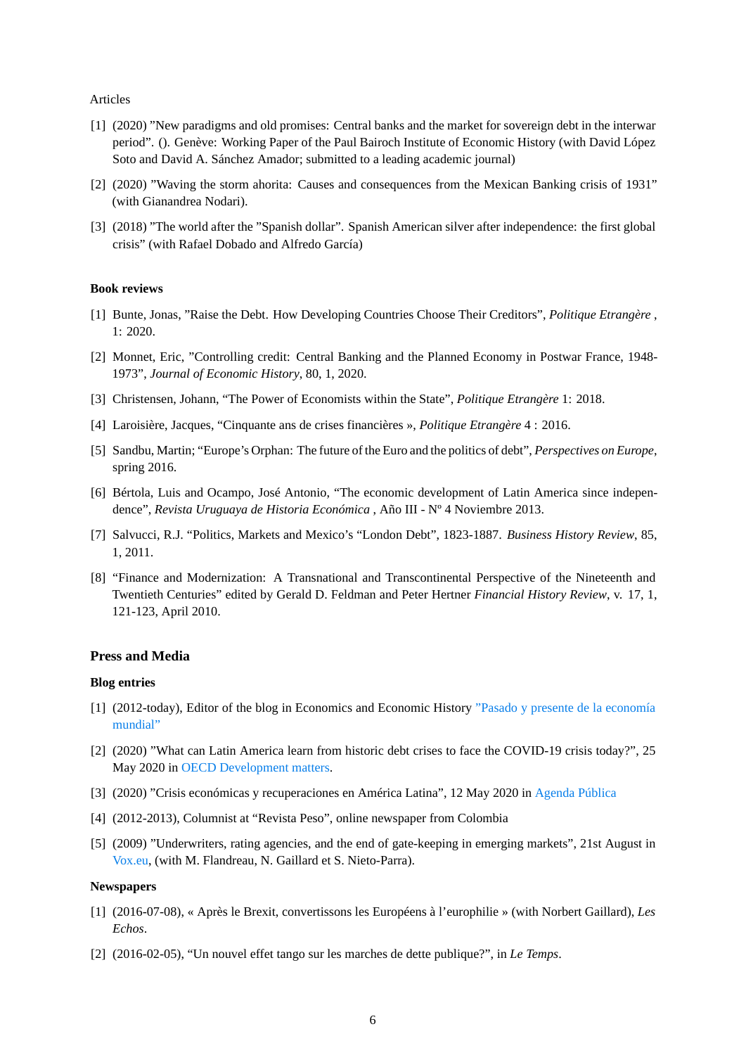Articles

[1] (2020) ”New paradigms and old promises: Central banks and the market for sovereign debt in the interwar period”. (). Genève: Working Paper of the Paul Bairoch Institute of Economic History (with David López Soto and David A. Sánchez Amador; submitted to a leading academic journal)

[2] (2020) ”Waving the storm ahorita: Causes and consequences from the Mexican Banking crisis of 1931” (with Gianandrea Nodari).

[3] (2018) ”The world after the ”Spanish dollar”. Spanish American silver after independence: the first global crisis” (with Rafael Dobado and Alfredo García)

**Book reviews**

[1] Bunte, Jonas, ”Raise the Debt. How Developing Countries Choose Their Creditors”, *Politique Etrangère* , 1: 2020.

[2] Monnet, Eric, ”Controlling credit: Central Banking and the Planned Economy in Postwar France, 1948-1973”, *Journal of Economic History*, 80, 1, 2020.

[3] Christensen, Johann, “The Power of Economists within the State”, *Politique Etrangère* 1: 2018.

[4] Laroisière, Jacques, “Cinquante ans de crises financières », *Politique Etrangère* 4 : 2016.

[5] Sandbu, Martin; “Europe’s Orphan: The future of the Euro and the politics of debt”, *Perspectives on Europe*, spring 2016.

[6] Bértola, Luis and Ocampo, José Antonio, “The economic development of Latin America since independence”, *Revista Uruguaya de Historia Económica* , Año III - Nº 4 Noviembre 2013.

[7] Salvucci, R.J. “Politics, Markets and Mexico’s “London Debt”, 1823-1887. *Business History Review*, 85, 1, 2011.

[8] “Finance and Modernization: A Transnational and Transcontinental Perspective of the Nineteenth and Twentieth Centuries” edited by Gerald D. Feldman and Peter Hertner *Financial History Review*, v. 17, 1, 121-123, April 2010.

## Press and Media

**Blog entries**

[1] (2012-today), Editor of the blog in Economics and Economic History ”Pasado y presente de la economía mundial”

[2] (2020) ”What can Latin America learn from historic debt crises to face the COVID-19 crisis today?”, 25 May 2020 in OECD Development matters.

[3] (2020) ”Crisis económicas y recuperaciones en América Latina”, 12 May 2020 in Agenda Pública

[4] (2012-2013), Columnist at “Revista Peso”, online newspaper from Colombia

[5] (2009) ”Underwriters, rating agencies, and the end of gate-keeping in emerging markets”, 21st August in Vox.eu, (with M. Flandreau, N. Gaillard et S. Nieto-Parra).

**Newspapers**

[1] (2016-07-08), « Après le Brexit, convertissons les Européens à l’europhilie » (with Norbert Gaillard), *Les Echos*.

[2] (2016-02-05), “Un nouvel effet tango sur les marches de dette publique?”, in *Le Temps*.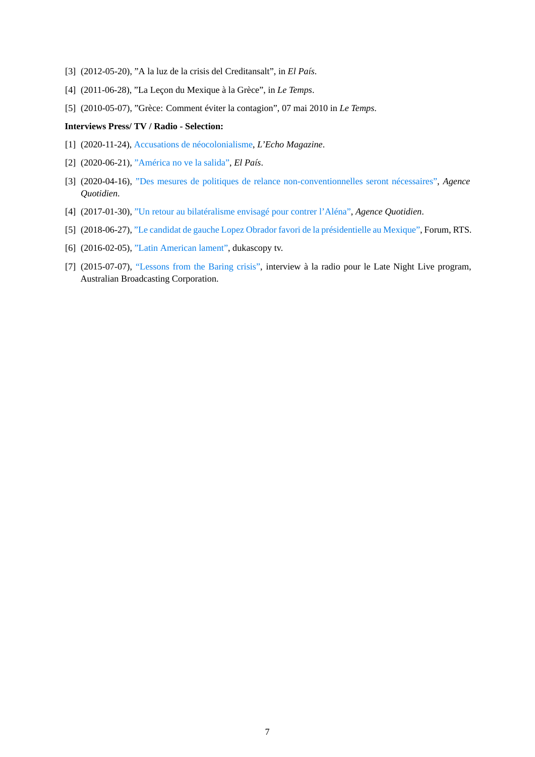[3] (2012-05-20), ”A la luz de la crisis del Creditansalt”, in *El País*.

[4] (2011-06-28), ”La Leçon du Mexique à la Grèce”, in *Le Temps*.

[5] (2010-05-07), ”Grèce: Comment éviter la contagion”, 07 mai 2010 in *Le Temps*.

**Interviews Press/ TV / Radio - Selection:**

[1] (2020-11-24), Accusations de néocolonialisme, *L'Echo Magazine*.

[2] (2020-06-21), ”América no ve la salida”, *El País*.

[3] (2020-04-16), ”Des mesures de politiques de relance non-conventionnelles seront nécessaires”, *Agence Quotidien*.

[4] (2017-01-30), ”Un retour au bilatéralisme envisagé pour contrer l'Aléna”, *Agence Quotidien*.

[5] (2018-06-27), ”Le candidat de gauche Lopez Obrador favori de la présidentielle au Mexique”, Forum, RTS.

[6] (2016-02-05), ”Latin American lament”, dukascopy tv.

[7] (2015-07-07), “Lessons from the Baring crisis”, interview à la radio pour le Late Night Live program, Australian Broadcasting Corporation.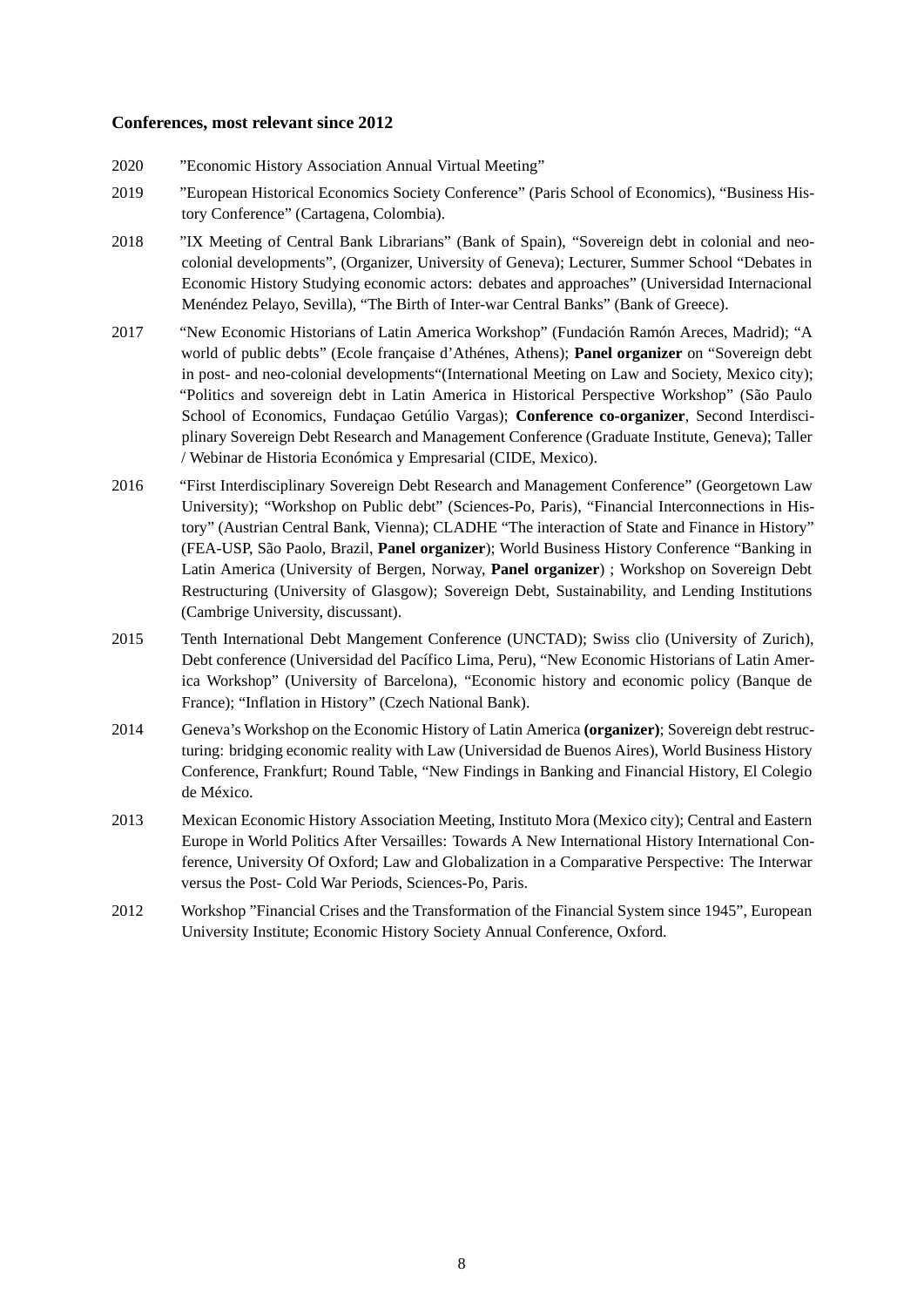**Conferences, most relevant since 2012**

2020 ”Economic History Association Annual Virtual Meeting”

2019 ”European Historical Economics Society Conference” (Paris School of Economics), “Business History Conference” (Cartagena, Colombia).

2018 ”IX Meeting of Central Bank Librarians” (Bank of Spain), “Sovereign debt in colonial and neocolonial developments”, (Organizer, University of Geneva); Lecturer, Summer School “Debates in Economic History Studying economic actors: debates and approaches” (Universidad Internacional Menéndez Pelayo, Sevilla), “The Birth of Inter-war Central Banks” (Bank of Greece).

2017 “New Economic Historians of Latin America Workshop” (Fundación Ramón Areces, Madrid); “A world of public debts” (Ecole française d’Athénes, Athens); **Panel organizer** on “Sovereign debt in post- and neo-colonial developments“(International Meeting on Law and Society, Mexico city); “Politics and sovereign debt in Latin America in Historical Perspective Workshop” (São Paulo School of Economics, Fundaçao Getúlio Vargas); **Conference co-organizer**, Second Interdisciplinary Sovereign Debt Research and Management Conference (Graduate Institute, Geneva); Taller / Webinar de Historia Económica y Empresarial (CIDE, Mexico).

2016 “First Interdisciplinary Sovereign Debt Research and Management Conference” (Georgetown Law University); “Workshop on Public debt” (Sciences-Po, Paris), “Financial Interconnections in History” (Austrian Central Bank, Vienna); CLADHE “The interaction of State and Finance in History” (FEA-USP, São Paolo, Brazil, **Panel organizer**); World Business History Conference “Banking in Latin America (University of Bergen, Norway, **Panel organizer**) ; Workshop on Sovereign Debt Restructuring (University of Glasgow); Sovereign Debt, Sustainability, and Lending Institutions (Cambrige University, discussant).

2015 Tenth International Debt Mangement Conference (UNCTAD); Swiss clio (University of Zurich), Debt conference (Universidad del Pacífico Lima, Peru), “New Economic Historians of Latin America Workshop” (University of Barcelona), “Economic history and economic policy (Banque de France); “Inflation in History” (Czech National Bank).

2014 Geneva’s Workshop on the Economic History of Latin America **(organizer)**; Sovereign debt restructuring: bridging economic reality with Law (Universidad de Buenos Aires), World Business History Conference, Frankfurt; Round Table, “New Findings in Banking and Financial History, El Colegio de México.

2013 Mexican Economic History Association Meeting, Instituto Mora (Mexico city); Central and Eastern Europe in World Politics After Versailles: Towards A New International History International Conference, University Of Oxford; Law and Globalization in a Comparative Perspective: The Interwar versus the Post- Cold War Periods, Sciences-Po, Paris.

2012 Workshop ”Financial Crises and the Transformation of the Financial System since 1945”, European University Institute; Economic History Society Annual Conference, Oxford.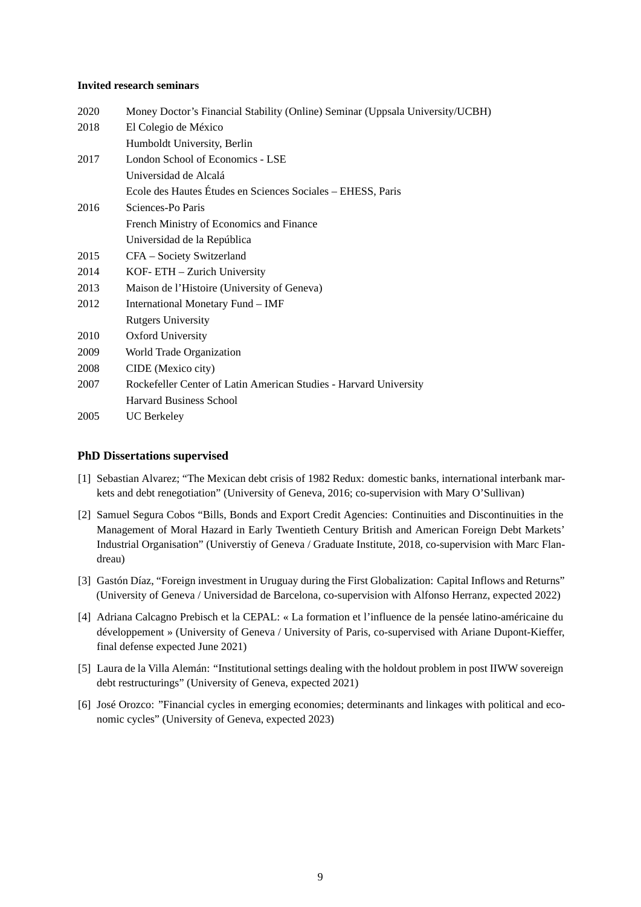**Invited research seminars**

| | |
|---|---|
| 2020 | Money Doctor's Financial Stability (Online) Seminar (Uppsala University/UCBH) |
| 2018 | El Colegio de México |
| | Humboldt University, Berlin |
| 2017 | London School of Economics - LSE |
| | Universidad de Alcalá |
| | Ecole des Hautes Études en Sciences Sociales – EHESS, Paris |
| 2016 | Sciences-Po Paris |
| | French Ministry of Economics and Finance |
| | Universidad de la República |
| 2015 | CFA – Society Switzerland |
| 2014 | KOF- ETH – Zurich University |
| 2013 | Maison de l'Histoire (University of Geneva) |
| 2012 | International Monetary Fund – IMF |
| | Rutgers University |
| 2010 | Oxford University |
| 2009 | World Trade Organization |
| 2008 | CIDE (Mexico city) |
| 2007 | Rockefeller Center of Latin American Studies - Harvard University |
| | Harvard Business School |
| 2005 | UC Berkeley |

## PhD Dissertations supervised

[1] Sebastian Alvarez; "The Mexican debt crisis of 1982 Redux: domestic banks, international interbank markets and debt renegotiation" (University of Geneva, 2016; co-supervision with Mary O'Sullivan)

[2] Samuel Segura Cobos "Bills, Bonds and Export Credit Agencies: Continuities and Discontinuities in the Management of Moral Hazard in Early Twentieth Century British and American Foreign Debt Markets' Industrial Organisation" (Universtiy of Geneva / Graduate Institute, 2018, co-supervision with Marc Flandreau)

[3] Gastón Díaz, "Foreign investment in Uruguay during the First Globalization: Capital Inflows and Returns" (University of Geneva / Universidad de Barcelona, co-supervision with Alfonso Herranz, expected 2022)

[4] Adriana Calcagno Prebisch et la CEPAL: « La formation et l'influence de la pensée latino-américaine du développement » (University of Geneva / University of Paris, co-supervised with Ariane Dupont-Kieffer, final defense expected June 2021)

[5] Laura de la Villa Alemán: "Institutional settings dealing with the holdout problem in post IIWW sovereign debt restructurings" (University of Geneva, expected 2021)

[6] José Orozco: "Financial cycles in emerging economies; determinants and linkages with political and economic cycles" (University of Geneva, expected 2023)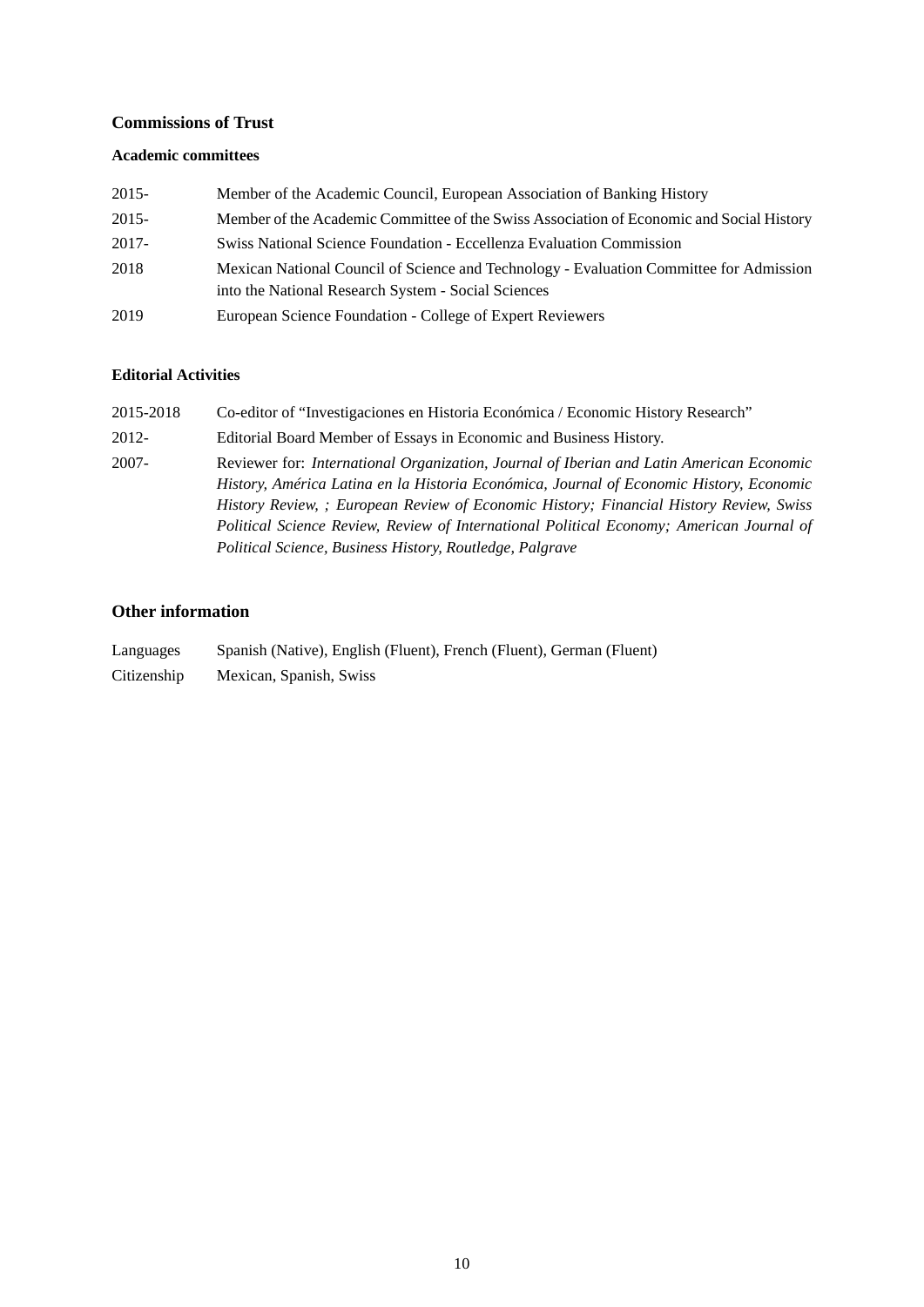## Commissions of Trust

### Academic committees

| | |
|---|---|
| 2015- | Member of the Academic Council, European Association of Banking History |
| 2015- | Member of the Academic Committee of the Swiss Association of Economic and Social History |
| 2017- | Swiss National Science Foundation - Eccellenza Evaluation Commission |
| 2018 | Mexican National Council of Science and Technology - Evaluation Committee for Admission into the National Research System - Social Sciences |
| 2019 | European Science Foundation - College of Expert Reviewers |

### Editorial Activities

| | |
|---|---|
| 2015-2018 | Co-editor of "Investigaciones en Historia Económica / Economic History Research" |
| 2012- | Editorial Board Member of Essays in Economic and Business History. |
| 2007- | Reviewer for: *International Organization, Journal of Iberian and Latin American Economic History, América Latina en la Historia Económica, Journal of Economic History, Economic History Review, ; European Review of Economic History; Financial History Review, Swiss Political Science Review, Review of International Political Economy; American Journal of Political Science, Business History, Routledge, Palgrave* |

## Other information

| | |
|---|---|
| Languages | Spanish (Native), English (Fluent), French (Fluent), German (Fluent) |
| Citizenship | Mexican, Spanish, Swiss |